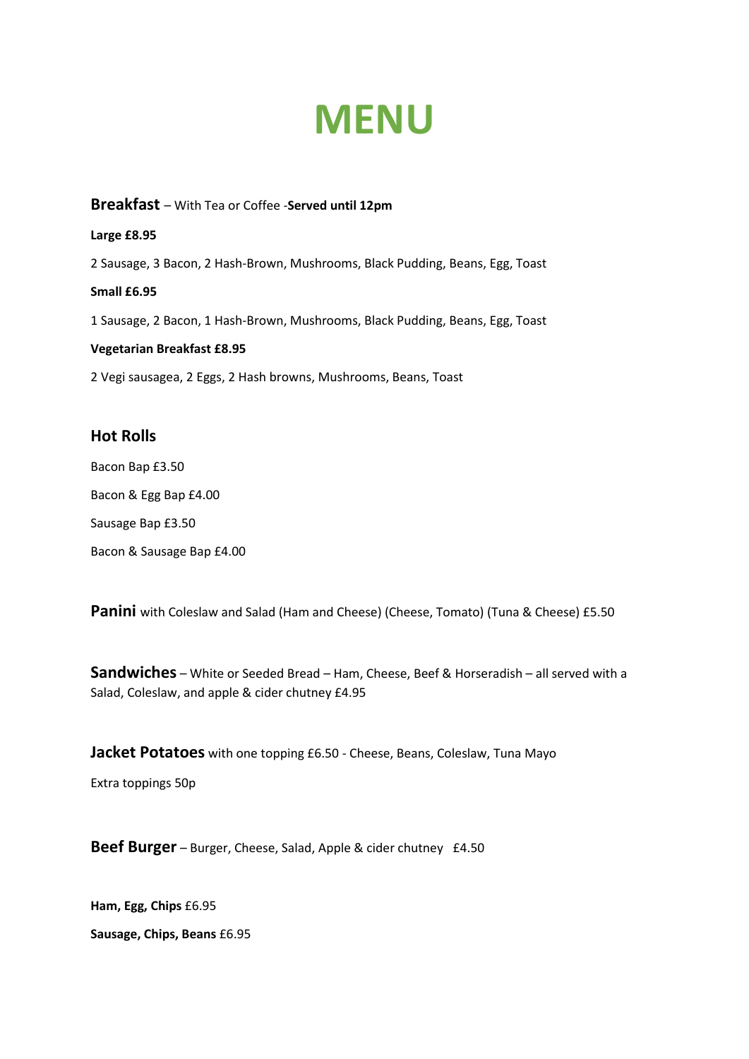# MENU

**Breakfast** – With Tea or Coffee -**Served until 12pm**

**Large £8.95**

2 Sausage, 3 Bacon, 2 Hash-Brown, Mushrooms, Black Pudding, Beans, Egg, Toast

**Small £6.95**

1 Sausage, 2 Bacon, 1 Hash-Brown, Mushrooms, Black Pudding, Beans, Egg, Toast

**Vegetarian Breakfast £8.95**

2 Vegi sausagea, 2 Eggs, 2 Hash browns, Mushrooms, Beans, Toast

## Hot Rolls

Bacon Bap £3.50

Bacon & Egg Bap £4.00

Sausage Bap £3.50

Bacon & Sausage Bap £4.00

**Panini** with Coleslaw and Salad (Ham and Cheese) (Cheese, Tomato) (Tuna & Cheese) £5.50

**Sandwiches** – White or Seeded Bread – Ham, Cheese, Beef & Horseradish – all served with a Salad, Coleslaw, and apple & cider chutney £4.95

**Jacket Potatoes** with one topping £6.50 - Cheese, Beans, Coleslaw, Tuna Mayo

Extra toppings 50p

**Beef Burger** – Burger, Cheese, Salad, Apple & cider chutney £4.50

**Ham, Egg, Chips** £6.95

**Sausage, Chips, Beans** £6.95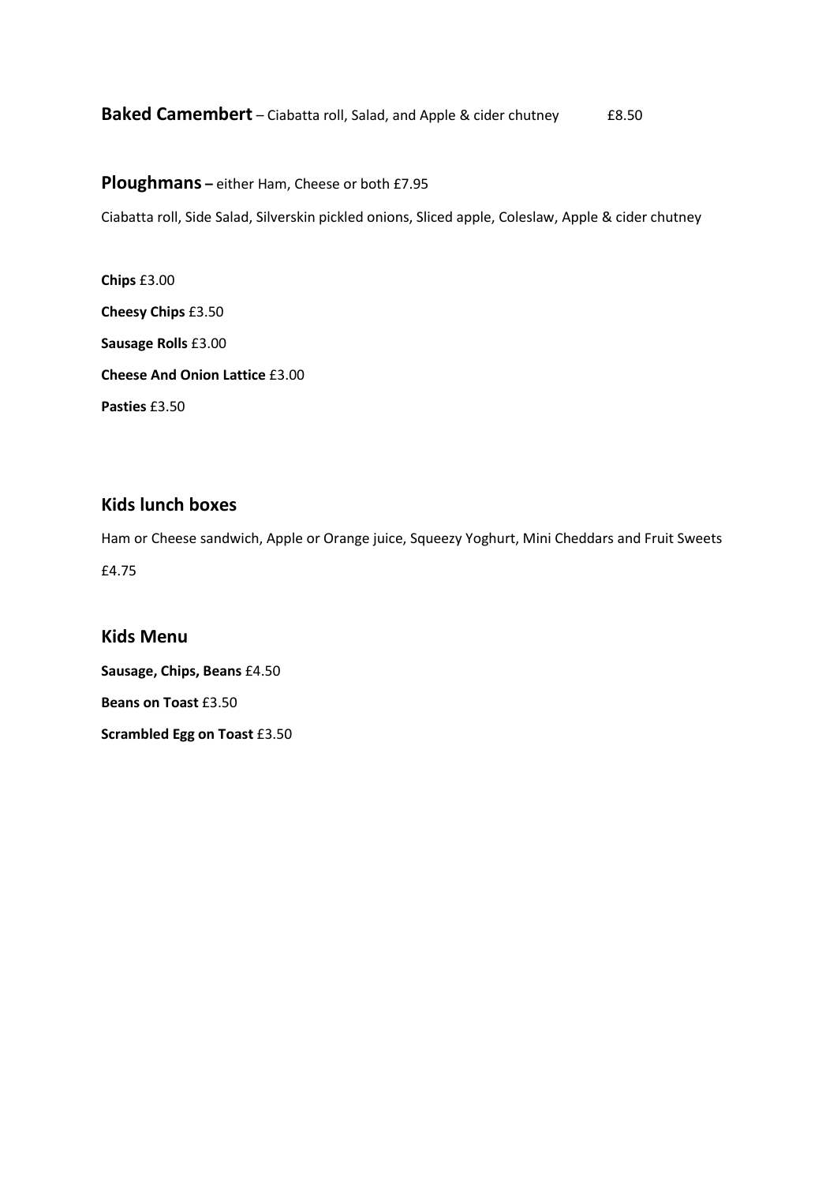**Baked Camembert** – Ciabatta roll, Salad, and Apple & cider chutney £8.50

**Ploughmans –** either Ham, Cheese or both £7.95

Ciabatta roll, Side Salad, Silverskin pickled onions, Sliced apple, Coleslaw, Apple & cider chutney

**Chips** £3.00

**Cheesy Chips** £3.50

**Sausage Rolls** £3.00

**Cheese And Onion Lattice** £3.00

**Pasties** £3.50

## Kids lunch boxes

Ham or Cheese sandwich, Apple or Orange juice, Squeezy Yoghurt, Mini Cheddars and Fruit Sweets

£4.75

## Kids Menu

**Sausage, Chips, Beans** £4.50

**Beans on Toast** £3.50

**Scrambled Egg on Toast** £3.50